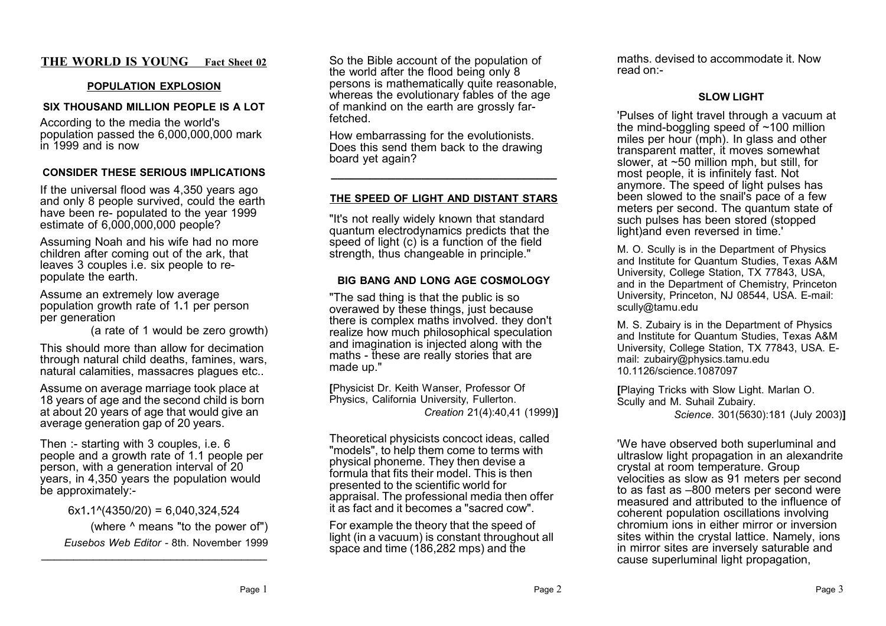# THE WORLD IS YOUNG Fact Sheet 02

## POPULATION EXPLOSION

### SIX THOUSAND MILLION PEOPLE IS A LOT

According to the media the world's population passed the 6,000,000,000 mark in 1999 and is now

### CONSIDER THESE SERIOUS IMPLICATIONS

If the universal flood was 4,350 years ago and only 8 people survived, could the earth have been re- populated to the year 1999 estimate of 6,000,000,000 people?

Assuming Noah and his wife had no more children after coming out of the ark, that leaves 3 couples i.e. six people to re-populate the earth.

Assume an extremely low average population growth rate of 1**.**1 per person per generation

(a rate of 1 would be zero growth)

This should more than allow for decimation through natural child deaths, famines, wars, natural calamities, massacres plagues etc..

Assume on average marriage took place at 18 years of age and the second child is born at about 20 years of age that would give an average generation gap of 20 years.

Then :- starting with 3 couples, i.e. 6 people and a growth rate of 1.1 people per person, with a generation interval of 20 years, in 4,350 years the population would be approximately:-

6x1**.**1^(4350/20) = 6,040,324,524

(where ^ means "to the power of")

*Eusebos Web Editor* - 8th. November 1999

---

So the Bible account of the population of the world after the flood being only 8 persons is mathematically quite reasonable, whereas the evolutionary fables of the age of mankind on the earth are grossly far-fetched.

How embarrassing for the evolutionists. Does this send them back to the drawing board yet again?

---

## THE SPEED OF LIGHT AND DISTANT STARS

"It's not really widely known that standard quantum electrodynamics predicts that the speed of light (c) is a function of the field strength, thus changeable in principle."

### BIG BANG AND LONG AGE COSMOLOGY

"The sad thing is that the public is so overawed by these things, just because there is complex maths involved. they don't realize how much philosophical speculation and imagination is injected along with the maths - these are really stories that are made up."

**[**Physicist Dr. Keith Wanser, Professor Of Physics, California University, Fullerton. *Creation* 21(4):40,41 (1999)**]**

Theoretical physicists concoct ideas, called "models", to help them come to terms with physical phoneme. They then devise a formula that fits their model. This is then presented to the scientific world for appraisal. The professional media then offer it as fact and it becomes a "sacred cow".

For example the theory that the speed of light (in a vacuum) is constant throughout all space and time (186,282 mps) and the maths. devised to accommodate it. Now read on:-

### SLOW LIGHT

'Pulses of light travel through a vacuum at the mind-boggling speed of ~100 million miles per hour (mph). In glass and other transparent matter, it moves somewhat slower, at ~50 million mph, but still, for most people, it is infinitely fast. Not anymore. The speed of light pulses has been slowed to the snail's pace of a few meters per second. The quantum state of such pulses has been stored (stopped light)and even reversed in time.'

M. O. Scully is in the Department of Physics and Institute for Quantum Studies, Texas A&M University, College Station, TX 77843, USA, and in the Department of Chemistry, Princeton University, Princeton, NJ 08544, USA. E-mail: scully@tamu.edu

M. S. Zubairy is in the Department of Physics and Institute for Quantum Studies, Texas A&M University, College Station, TX 77843, USA. E-mail: zubairy@physics.tamu.edu 10.1126/science.1087097

**[**Playing Tricks with Slow Light. Marlan O. Scully and M. Suhail Zubairy. *Science*. 301(5630):181 (July 2003)**]**

'We have observed both superluminal and ultraslow light propagation in an alexandrite crystal at room temperature. Group velocities as slow as 91 meters per second to as fast as –800 meters per second were measured and attributed to the influence of coherent population oscillations involving chromium ions in either mirror or inversion sites within the crystal lattice. Namely, ions in mirror sites are inversely saturable and cause superluminal light propagation,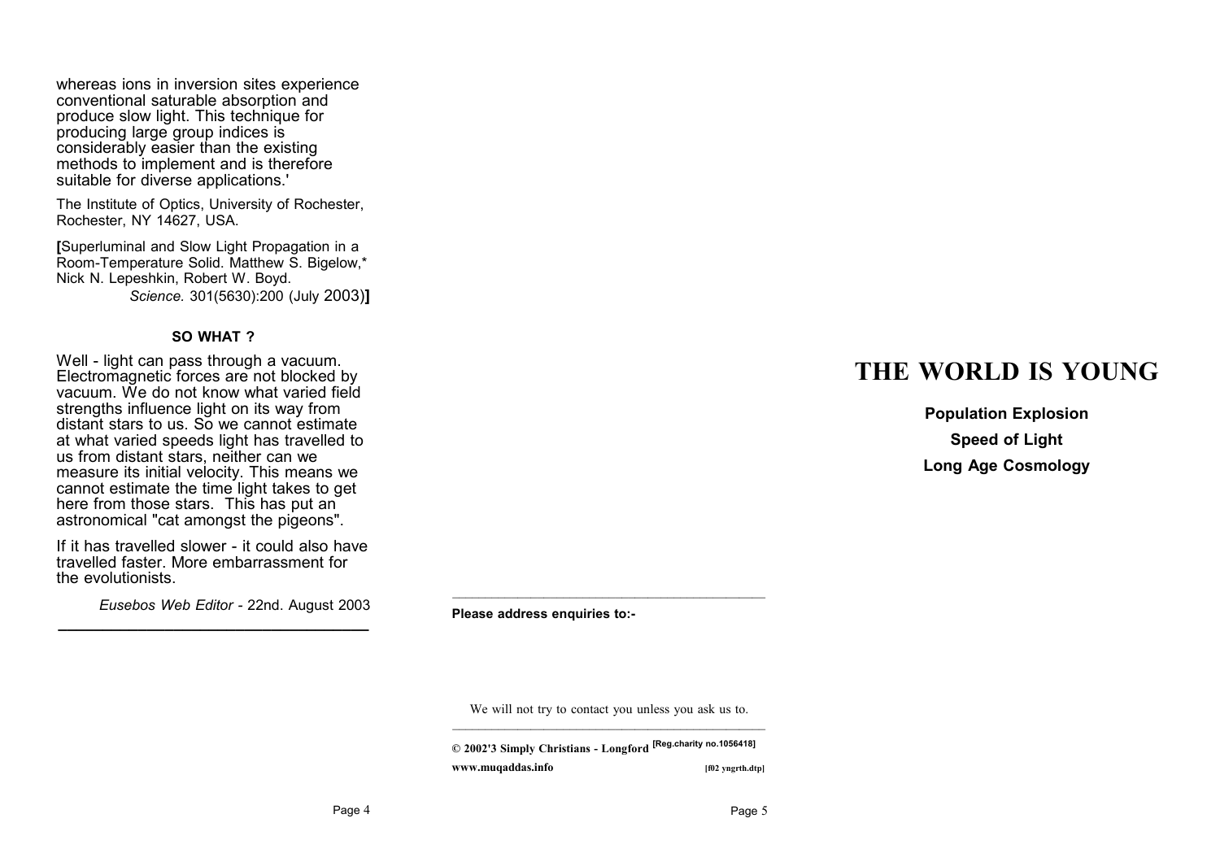whereas ions in inversion sites experience conventional saturable absorption and produce slow light. This technique for producing large group indices is considerably easier than the existing methods to implement and is therefore suitable for diverse applications.'

The Institute of Optics, University of Rochester, Rochester, NY 14627, USA.

[Superluminal and Slow Light Propagation in a Room-Temperature Solid. Matthew S. Bigelow,* Nick N. Lepeshkin, Robert W. Boyd. *Science.* 301(5630):200 (July 2003)]

**SO WHAT ?**

Well - light can pass through a vacuum. Electromagnetic forces are not blocked by vacuum. We do not know what varied field strengths influence light on its way from distant stars to us. So we cannot estimate at what varied speeds light has travelled to us from distant stars, neither can we measure its initial velocity. This means we cannot estimate the time light takes to get here from those stars. This has put an astronomical "cat amongst the pigeons".

If it has travelled slower - it could also have travelled faster. More embarrassment for the evolutionists.

*Eusebos Web Editor* - 22nd. August 2003

---

**Please address enquiries to:-**

We will not try to contact you unless you ask us to.

**© 2002'3 Simply Christians - Longford [Reg.charity no.1056418]**

**www.muqaddas.info** **[f02 yngrth.dtp]**

# THE WORLD IS YOUNG

**Population Explosion**

**Speed of Light**

**Long Age Cosmology**